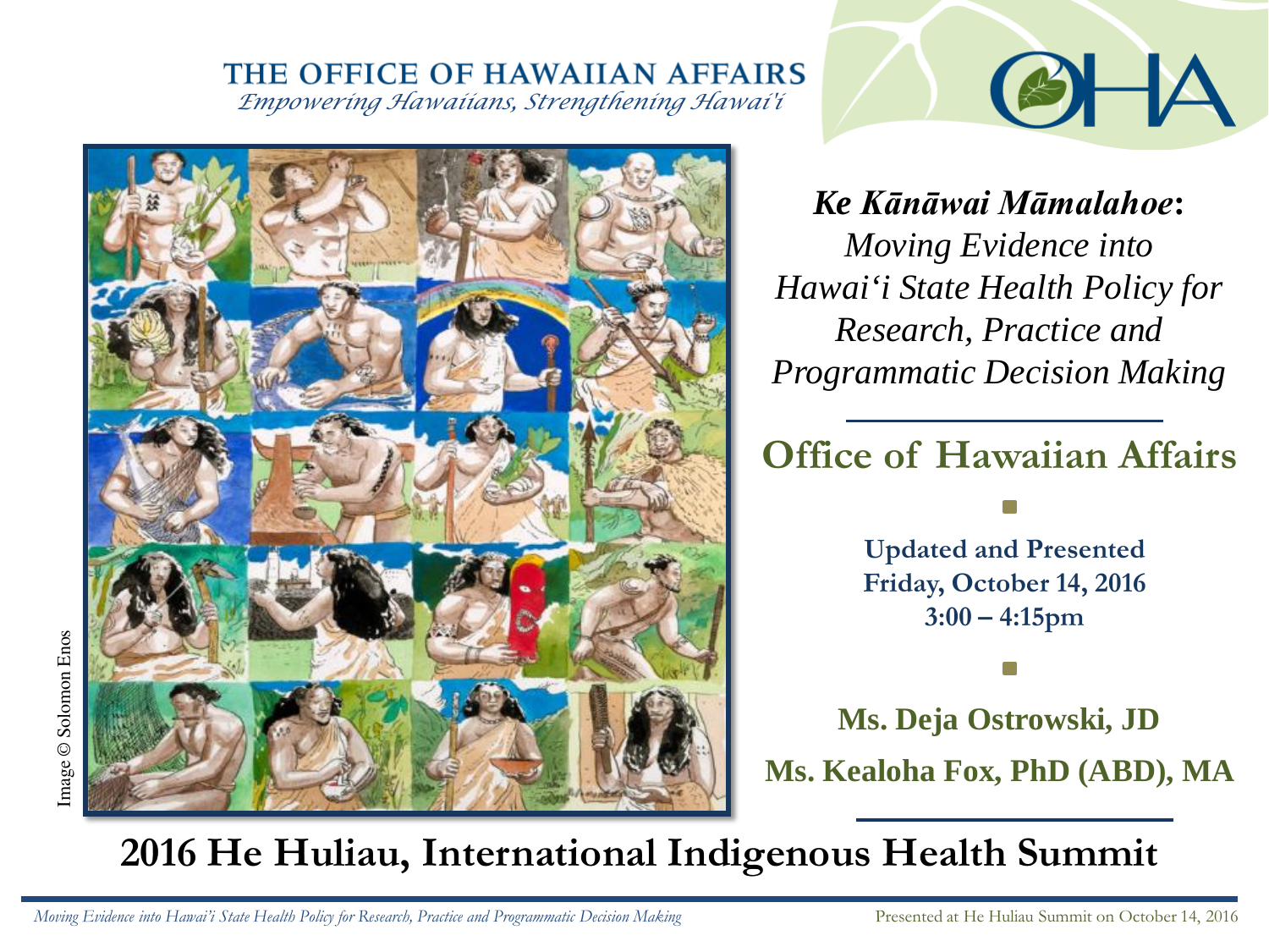THE OFFICE OF HAWAIIAN AFFAIRS

*Empowering Hawaiians, Strengthening Hawai'i*

# *Ke Kānāwai Māmalahoe*: *Moving Evidence into Hawai'i State Health Policy for Research, Practice and Programmatic Decision Making*

## Office of Hawaiian Affairs

**Updated and Presented**
**Friday, October 14, 2016**
**3:00 – 4:15pm**

**Ms. Deja Ostrowski, JD**

**Ms. Kealoha Fox, PhD (ABD), MA**

Image © Solomon Enos

## 2016 He Huliau, International Indigenous Health Summit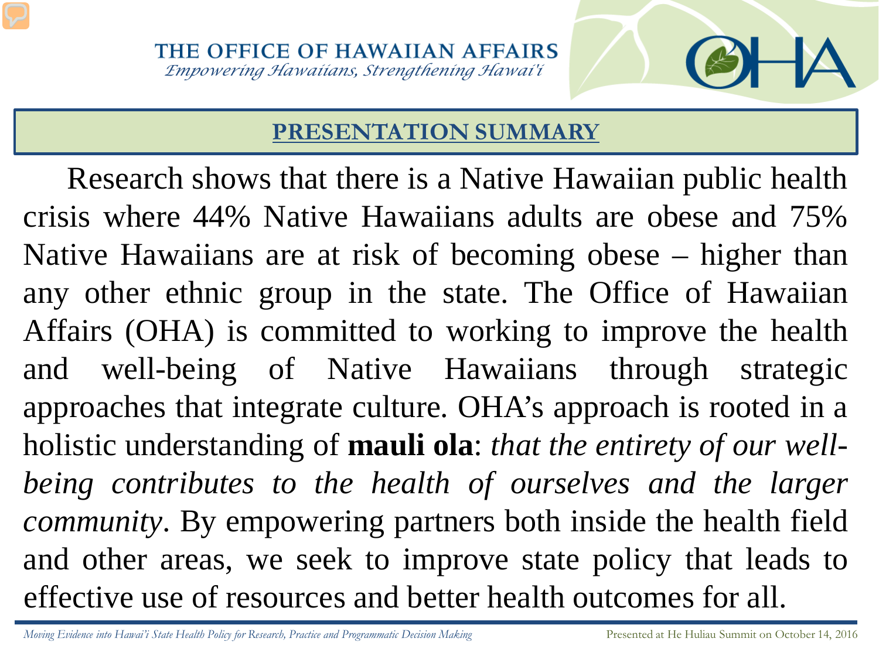## PRESENTATION SUMMARY

Research shows that there is a Native Hawaiian public health crisis where 44% Native Hawaiians adults are obese and 75% Native Hawaiians are at risk of becoming obese – higher than any other ethnic group in the state. The Office of Hawaiian Affairs (OHA) is committed to working to improve the health and well-being of Native Hawaiians through strategic approaches that integrate culture. OHA's approach is rooted in a holistic understanding of **mauli ola**: *that the entirety of our well-being contributes to the health of ourselves and the larger community*. By empowering partners both inside the health field and other areas, we seek to improve state policy that leads to effective use of resources and better health outcomes for all.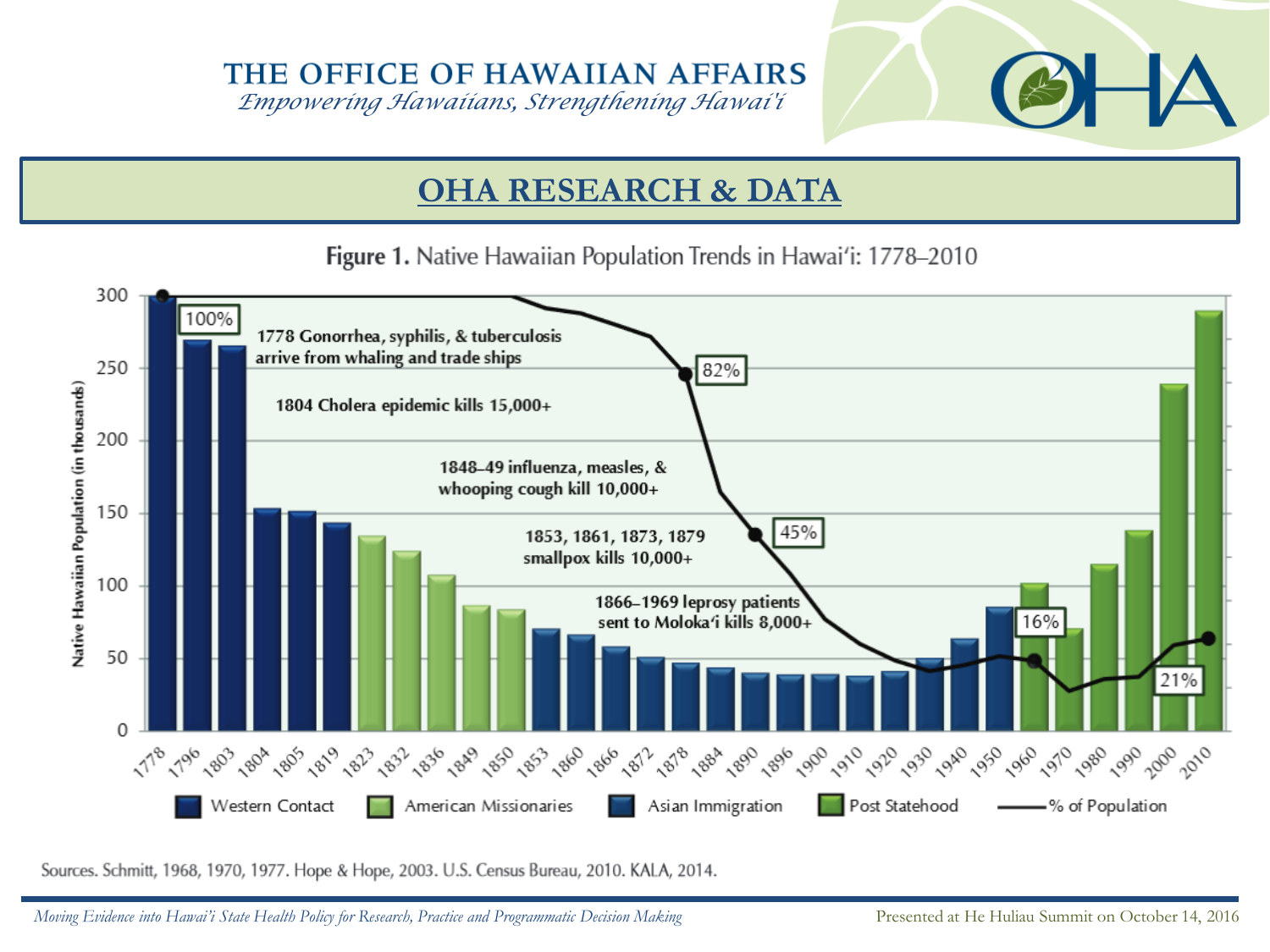# THE OFFICE OF HAWAIIAN AFFAIRS

*Empowering Hawaiians, Strengthening Hawai'i*

## OHA RESEARCH & DATA

**Figure 1.** Native Hawaiian Population Trends in Hawai'i: 1778–2010

- 1778 Gonorrhea, syphilis, & tuberculosis arrive from whaling and trade ships
- 1804 Cholera epidemic kills 15,000+
- 1848–49 influenza, measles, & whooping cough kill 10,000+
- 1853, 1861, 1873, 1879 smallpox kills 10,000+
- 1866–1969 leprosy patients sent to Moloka'i kills 8,000+

Y-axis: Native Hawaiian Population (in thousands)

Percentage of population markers: 100% (1778), 82% (1878), 45% (1890), 16% (1960), 21% (2010)

Legend: Western Contact; American Missionaries; Asian Immigration; Post Statehood; % of Population

Sources. Schmitt, 1968, 1970, 1977. Hope & Hope, 2003. U.S. Census Bureau, 2010. KALA, 2014.

*Moving Evidence into Hawai'i State Health Policy for Research, Practice and Programmatic Decision Making*

Presented at He Huliau Summit on October 14, 2016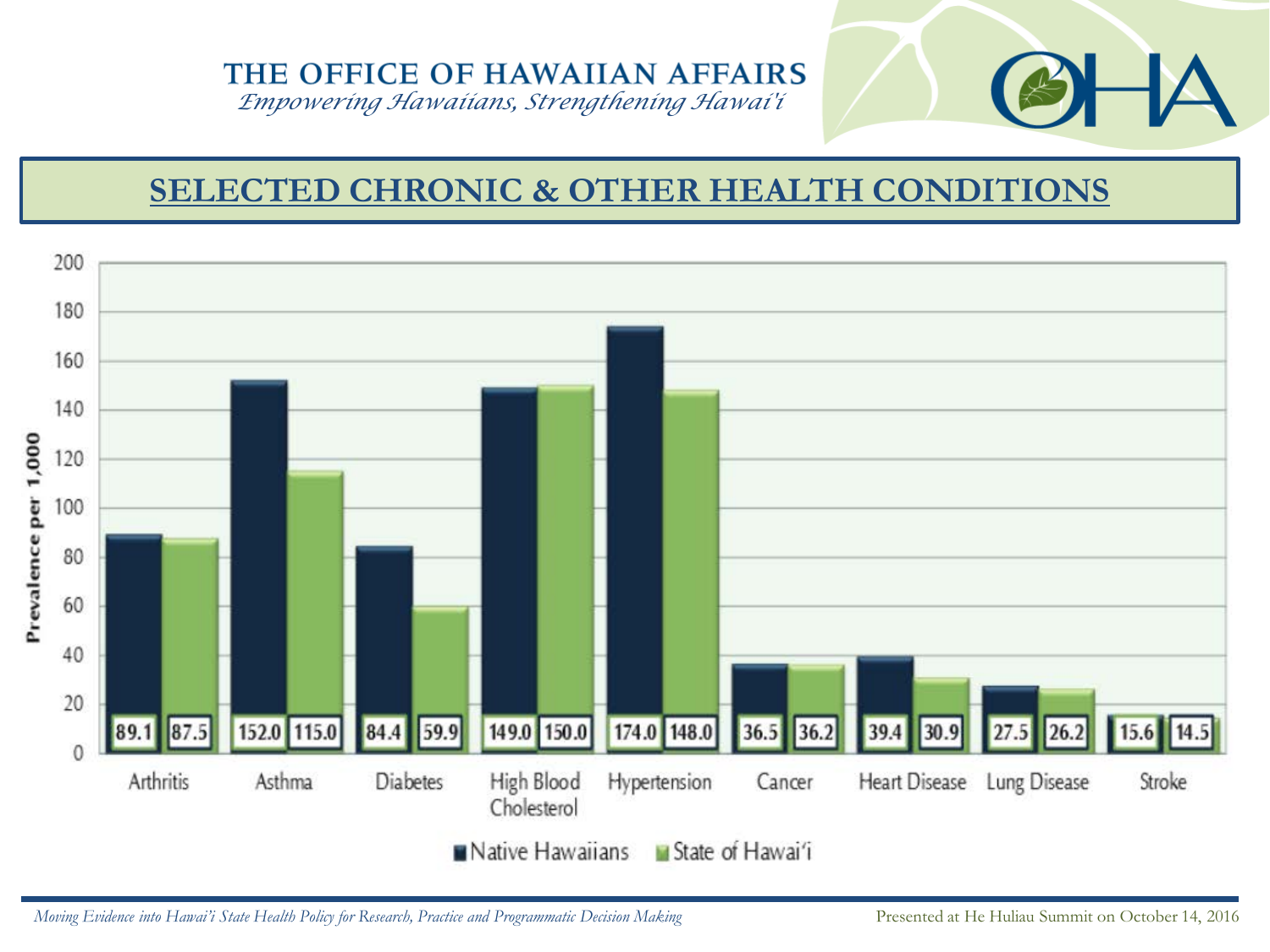THE OFFICE OF HAWAIIAN AFFAIRS
*Empowering Hawaiians, Strengthening Hawai'i*

# SELECTED CHRONIC & OTHER HEALTH CONDITIONS

| Condition | Native Hawaiians | State of Hawai'i |
|---|---|---|
| Arthritis | 89.1 | 87.5 |
| Asthma | 152.0 | 115.0 |
| Diabetes | 84.4 | 59.9 |
| High Blood Cholesterol | 149.0 | 150.0 |
| Hypertension | 174.0 | 148.0 |
| Cancer | 36.5 | 36.2 |
| Heart Disease | 39.4 | 30.9 |
| Lung Disease | 27.5 | 26.2 |
| Stroke | 15.6 | 14.5 |

Prevalence per 1,000

*Moving Evidence into Hawai'i State Health Policy for Research, Practice and Programmatic Decision Making*

Presented at He Huliau Summit on October 14, 2016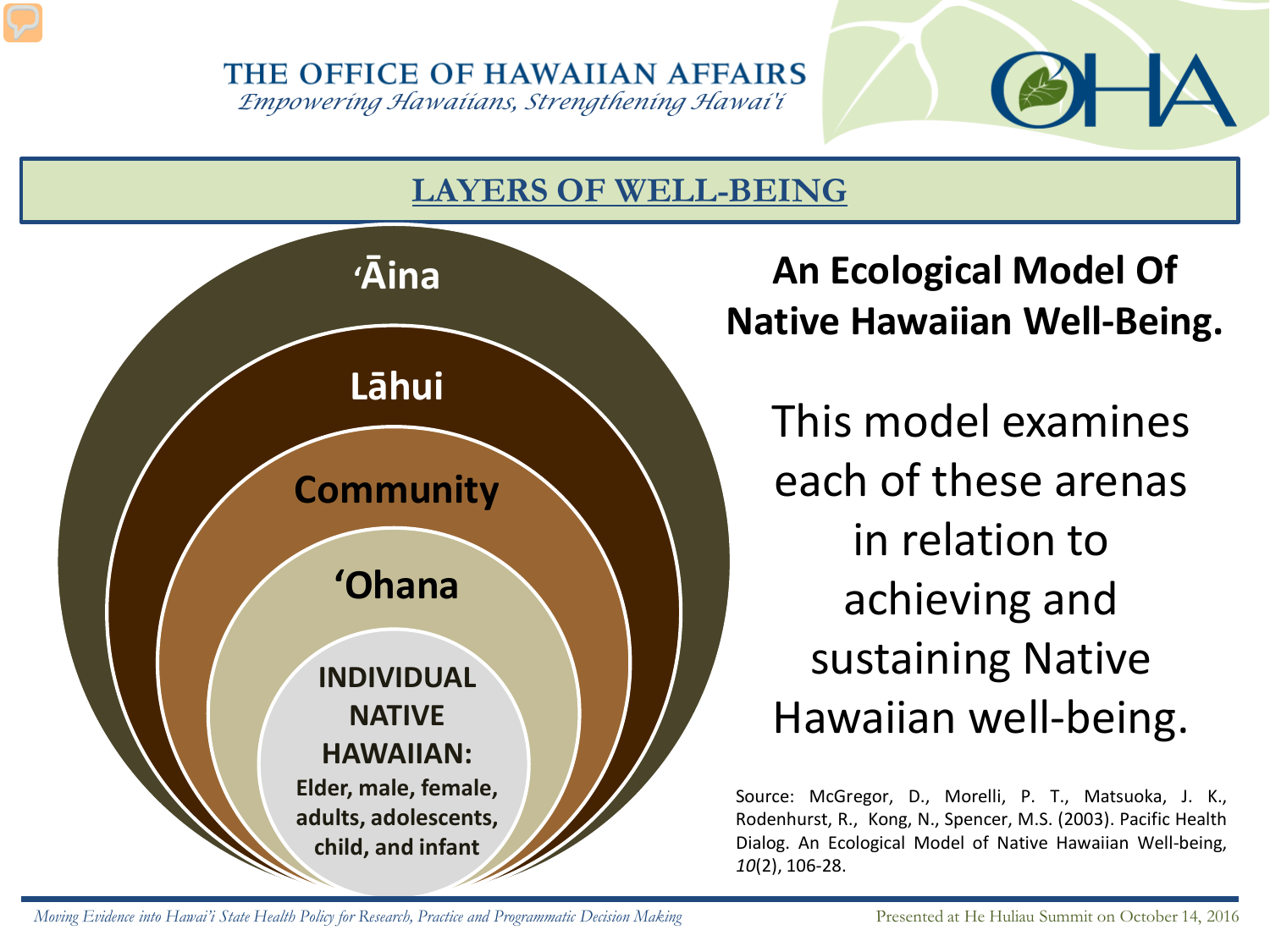# LAYERS OF WELL-BEING

‘Āina

Lāhui

Community

‘Ohana

**INDIVIDUAL NATIVE HAWAIIAN:**
**Elder, male, female, adults, adolescents, child, and infant**

## An Ecological Model Of Native Hawaiian Well-Being.

This model examines each of these arenas in relation to achieving and sustaining Native Hawaiian well-being.

Source: McGregor, D., Morelli, P. T., Matsuoka, J. K., Rodenhurst, R., Kong, N., Spencer, M.S. (2003). Pacific Health Dialog. An Ecological Model of Native Hawaiian Well-being, *10*(2), 106-28.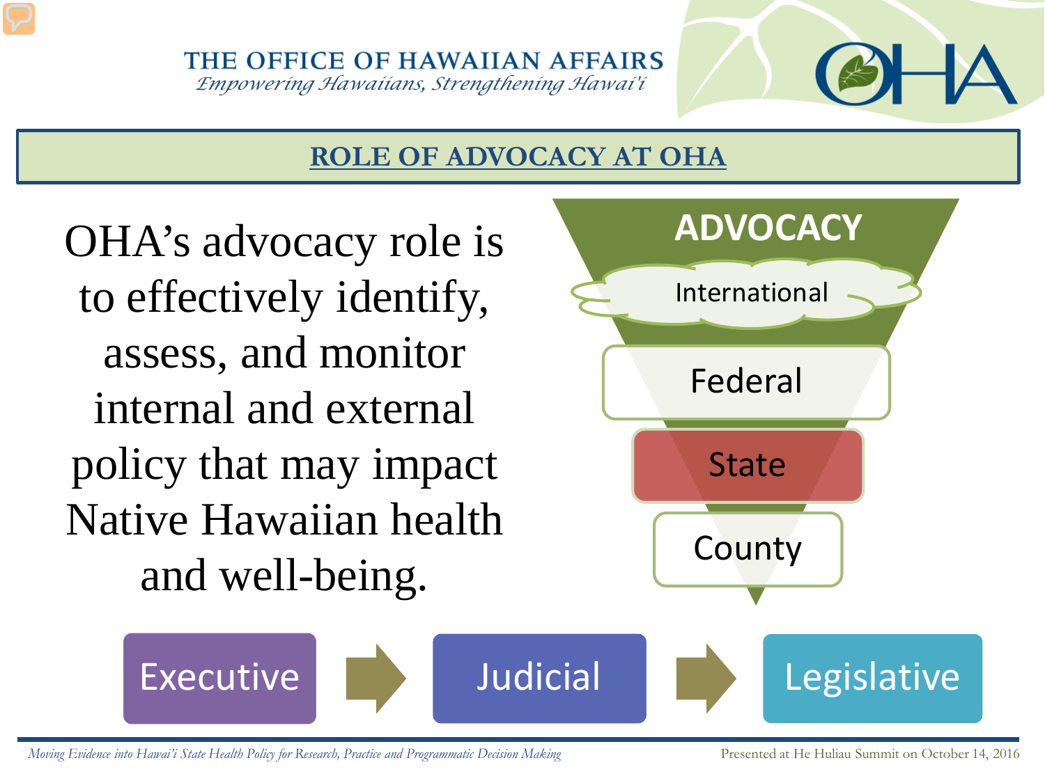## ROLE OF ADVOCACY AT OHA

OHA's advocacy role is to effectively identify, assess, and monitor internal and external policy that may impact Native Hawaiian health and well-being.

**ADVOCACY**

- International
- Federal
- State
- County

Executive → Judicial → Legislative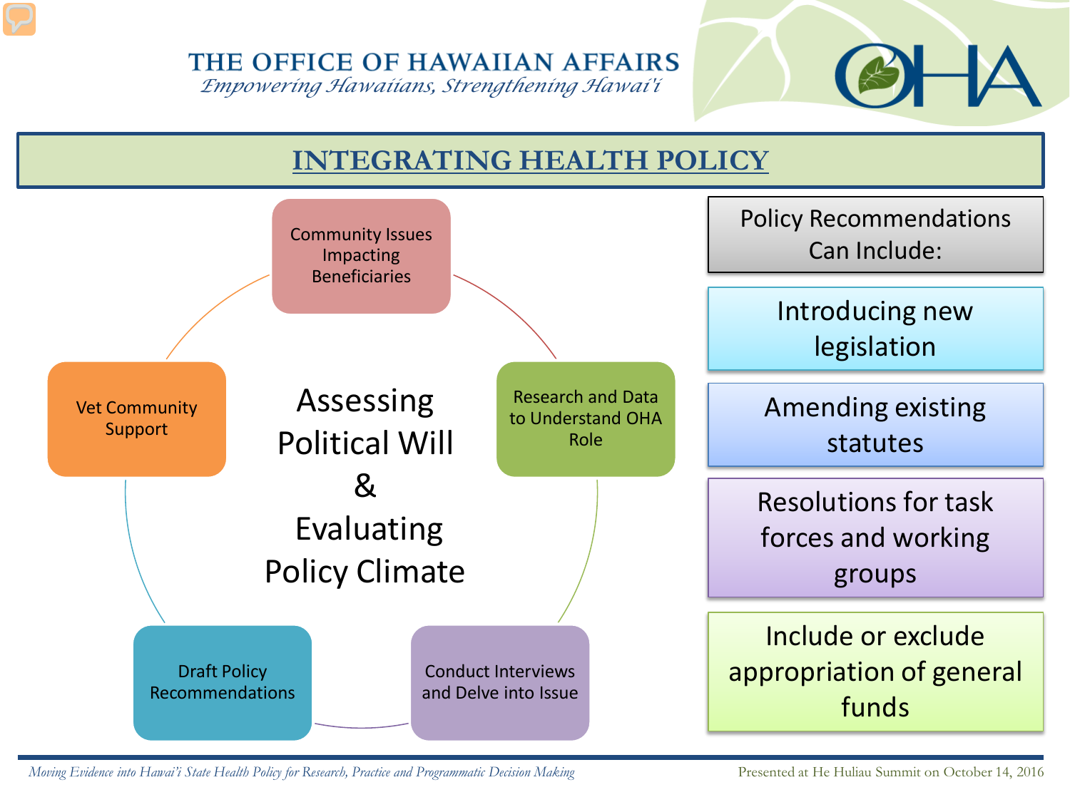# INTEGRATING HEALTH POLICY

Assessing Political Will & Evaluating Policy Climate

- Community Issues Impacting Beneficiaries
- Research and Data to Understand OHA Role
- Conduct Interviews and Delve into Issue
- Draft Policy Recommendations
- Vet Community Support

**Policy Recommendations Can Include:**

- Introducing new legislation
- Amending existing statutes
- Resolutions for task forces and working groups
- Include or exclude appropriation of general funds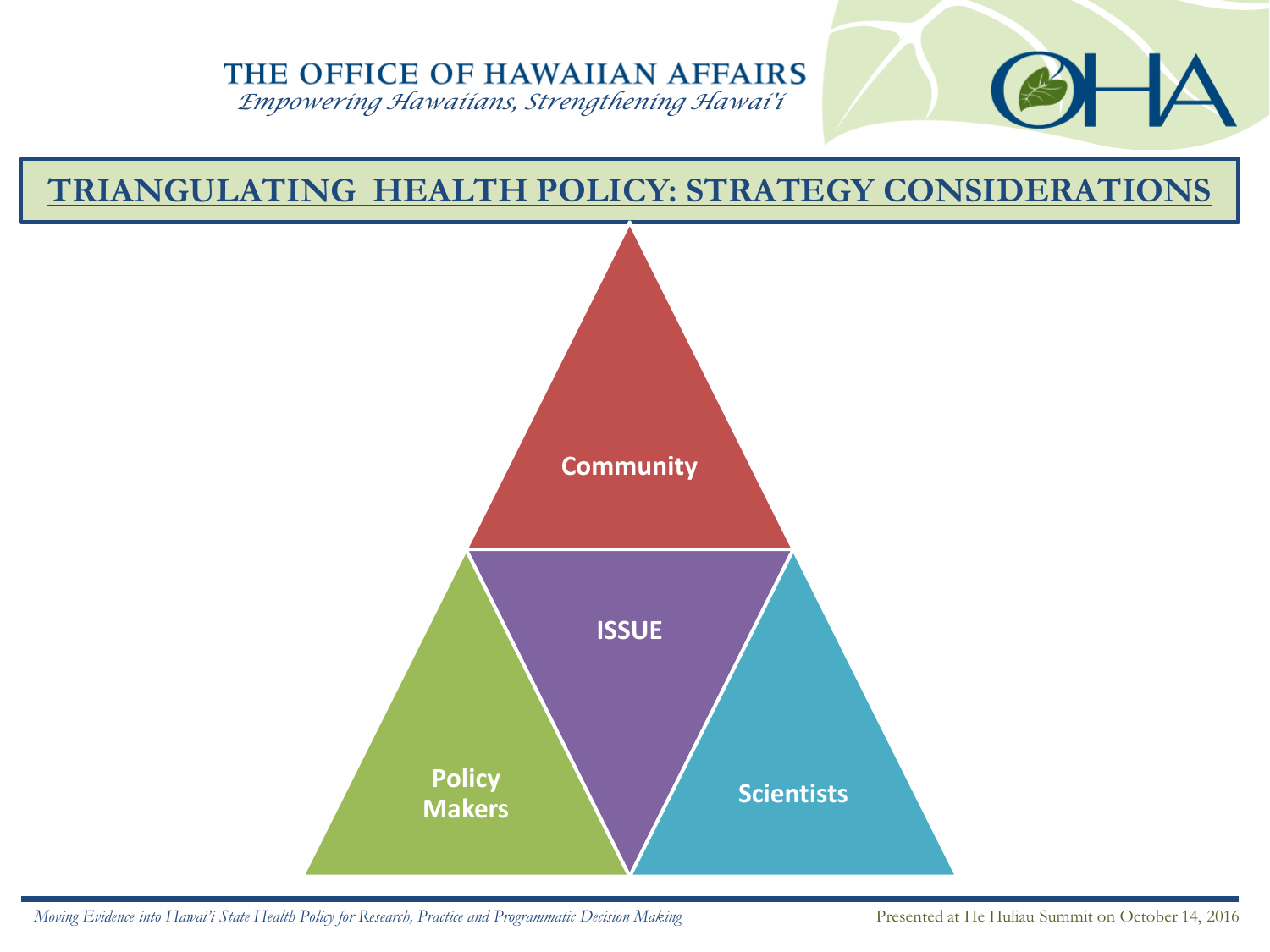# TRIANGULATING HEALTH POLICY: STRATEGY CONSIDERATIONS

Community

ISSUE

Policy Makers

Scientists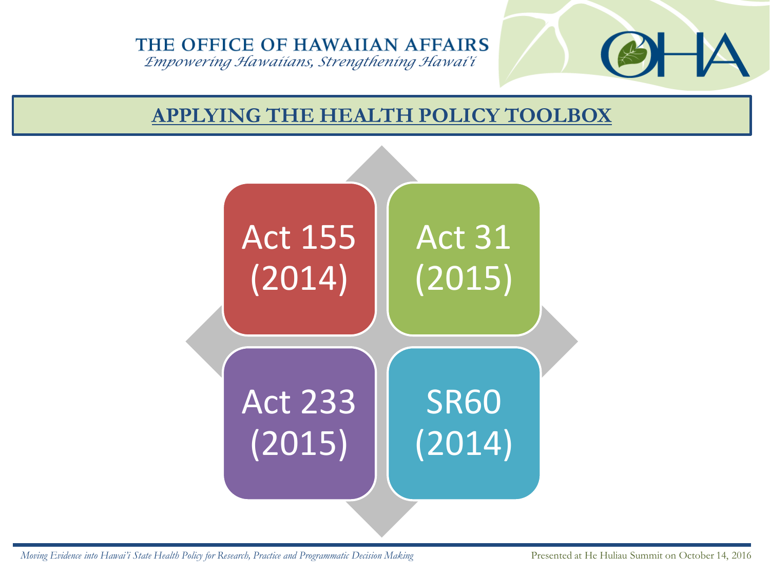## APPLYING THE HEALTH POLICY TOOLBOX

- Act 155 (2014)
- Act 31 (2015)
- Act 233 (2015)
- SR60 (2014)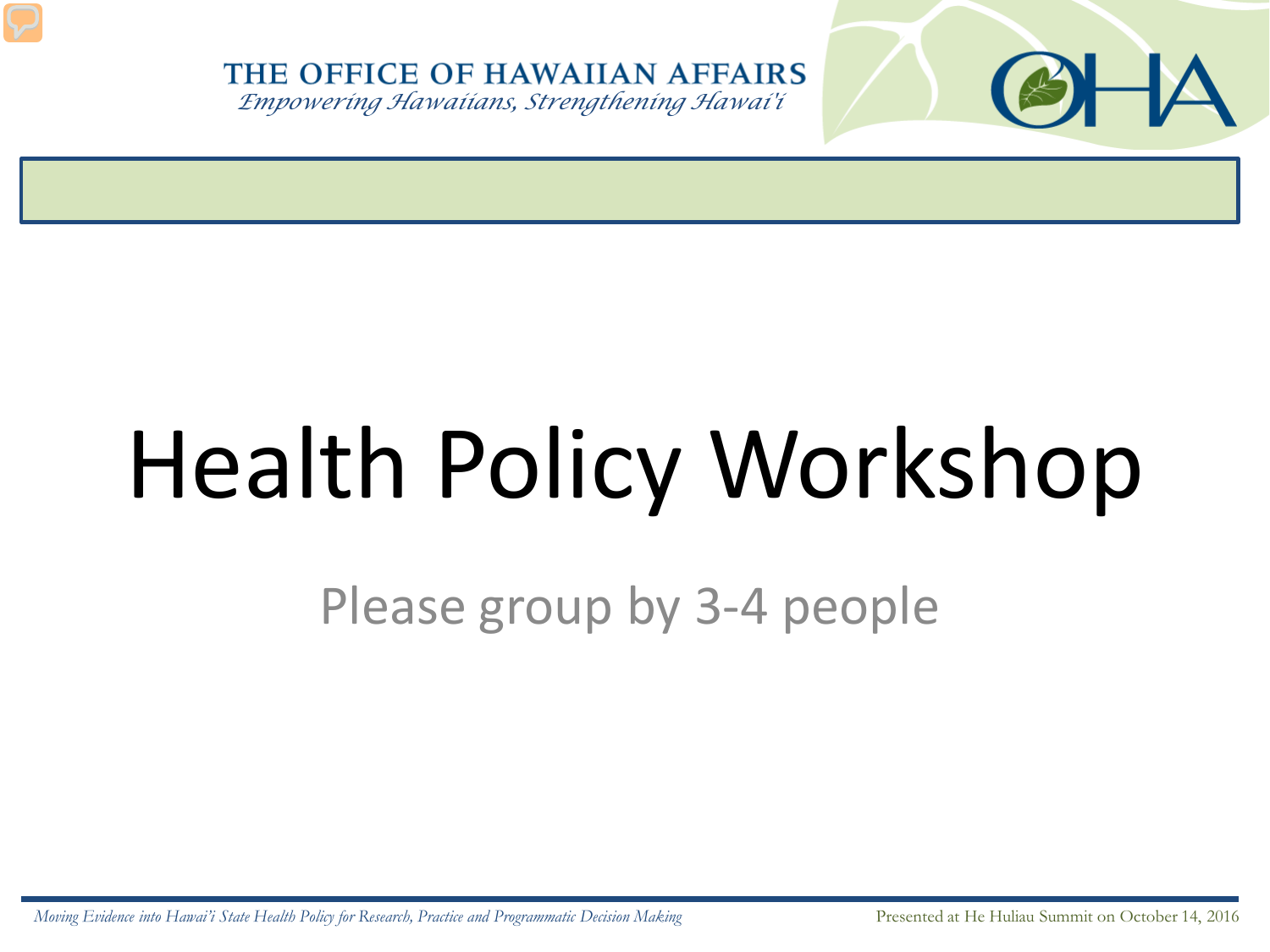# Health Policy Workshop

Please group by 3-4 people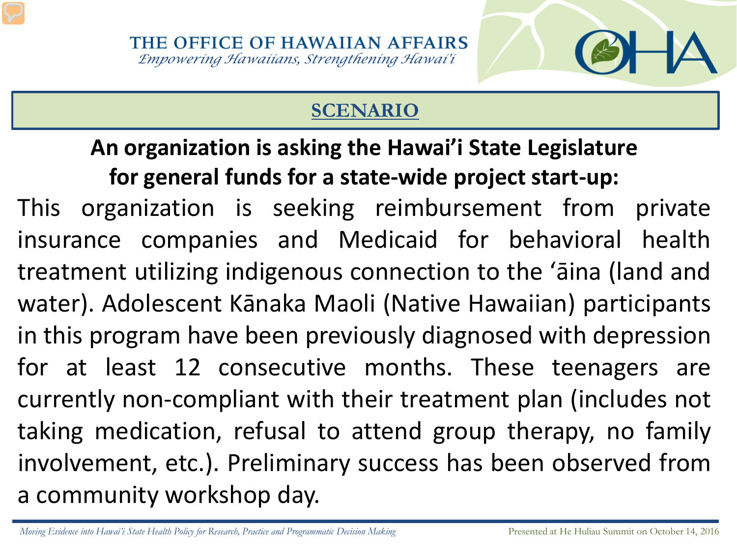## SCENARIO

**An organization is asking the Hawai'i State Legislature for general funds for a state-wide project start-up:**

This organization is seeking reimbursement from private insurance companies and Medicaid for behavioral health treatment utilizing indigenous connection to the ʻāina (land and water). Adolescent Kānaka Maoli (Native Hawaiian) participants in this program have been previously diagnosed with depression for at least 12 consecutive months. These teenagers are currently non-compliant with their treatment plan (includes not taking medication, refusal to attend group therapy, no family involvement, etc.). Preliminary success has been observed from a community workshop day.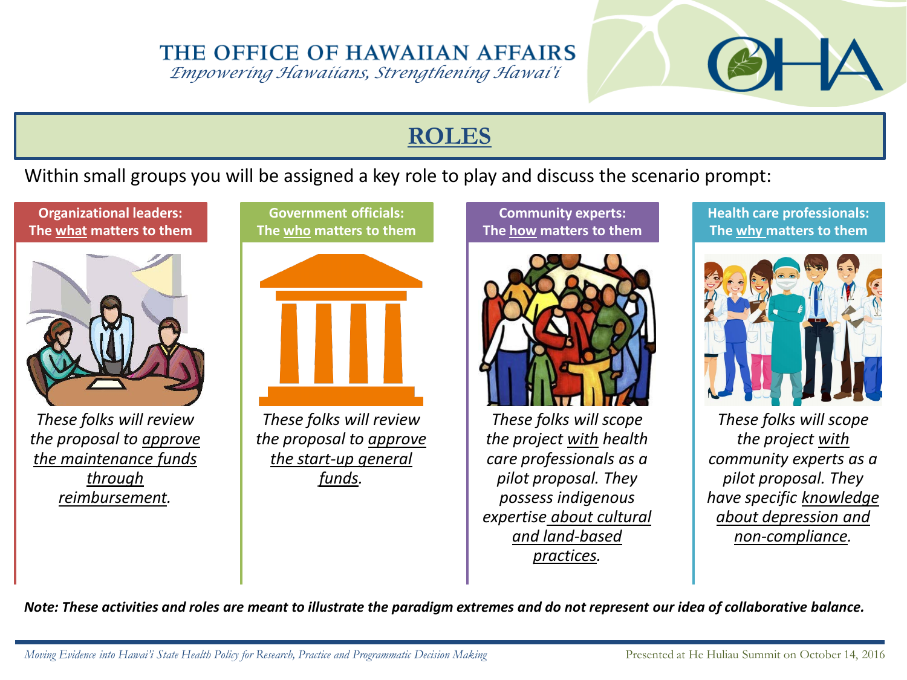## ROLES

Within small groups you will be assigned a key role to play and discuss the scenario prompt:

**Organizational leaders: The what matters to them**

*These folks will review the proposal to approve the maintenance funds through reimbursement.*

**Government officials: The who matters to them**

*These folks will review the proposal to approve the start-up general funds.*

**Community experts: The how matters to them**

*These folks will scope the project with health care professionals as a pilot proposal. They possess indigenous expertise about cultural and land-based practices.*

**Health care professionals: The why matters to them**

*These folks will scope the project with community experts as a pilot proposal. They have specific knowledge about depression and non-compliance.*

***Note: These activities and roles are meant to illustrate the paradigm extremes and do not represent our idea of collaborative balance.***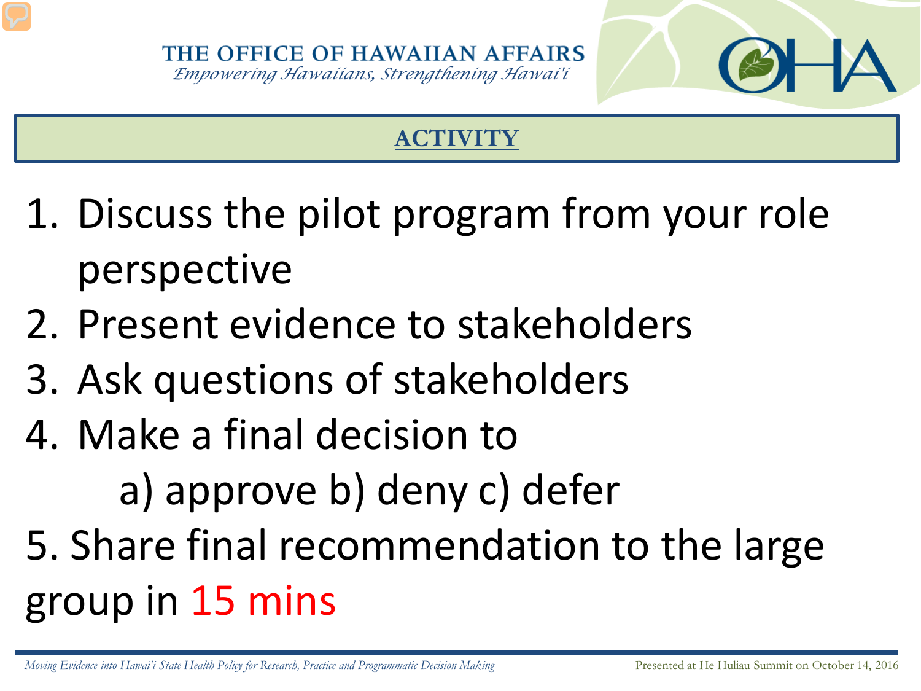## ACTIVITY

1. Discuss the pilot program from your role perspective
2. Present evidence to stakeholders
3. Ask questions of stakeholders
4. Make a final decision to
   a) approve b) deny c) defer
5. Share final recommendation to the large group in 15 mins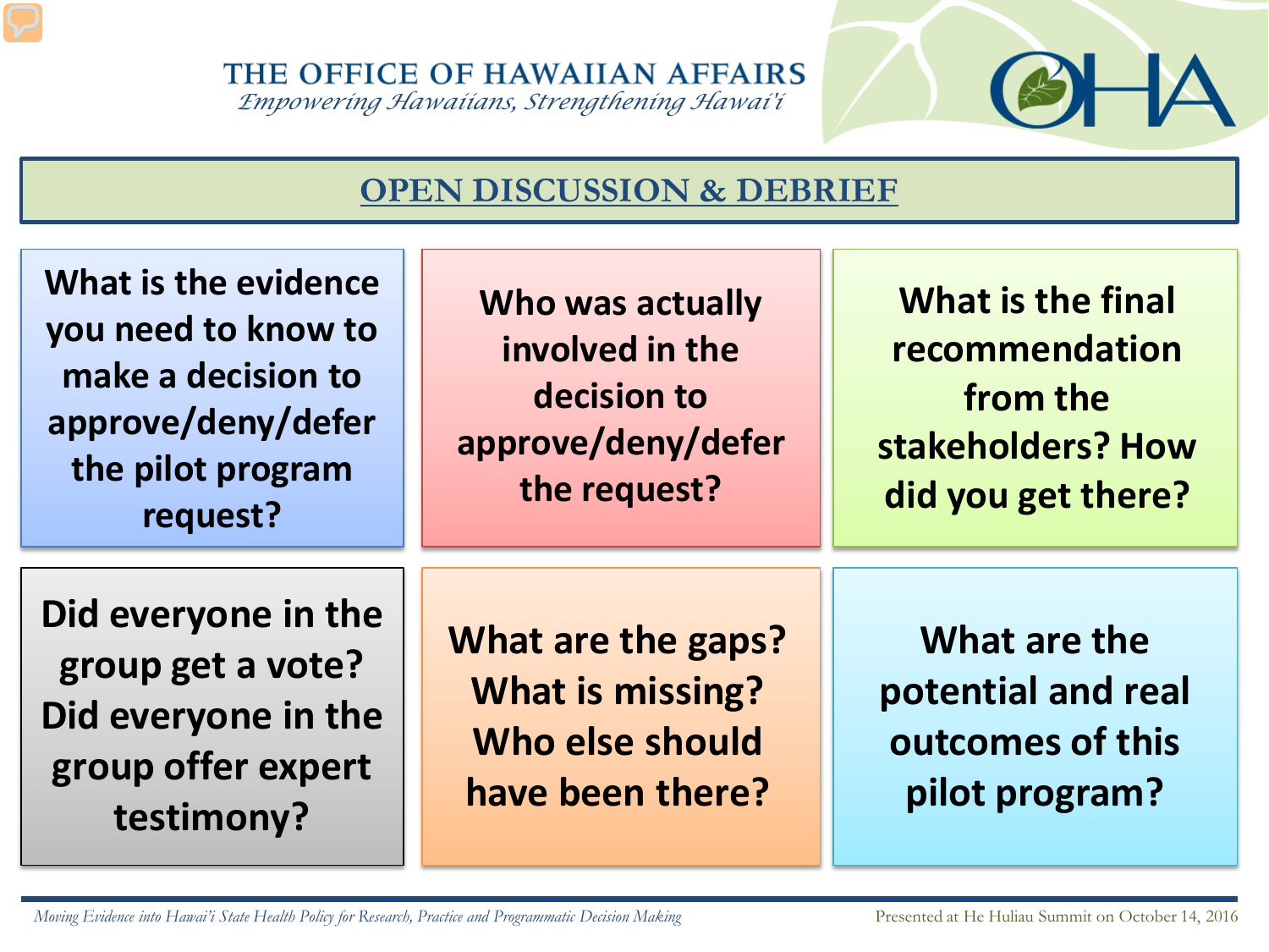## OPEN DISCUSSION & DEBRIEF

What is the evidence you need to know to make a decision to approve/deny/defer the pilot program request?

Who was actually involved in the decision to approve/deny/defer the request?

What is the final recommendation from the stakeholders? How did you get there?

Did everyone in the group get a vote? Did everyone in the group offer expert testimony?

What are the gaps? What is missing? Who else should have been there?

What are the potential and real outcomes of this pilot program?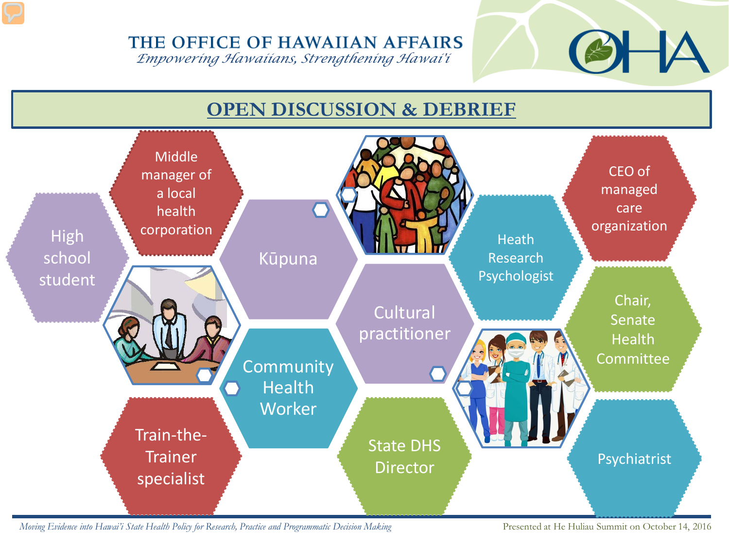# OPEN DISCUSSION & DEBRIEF

- High school student
- Middle manager of a local health corporation
- Kūpuna
- Heath Research Psychologist
- CEO of managed care organization
- Cultural practitioner
- Chair, Senate Health Committee
- Community Health Worker
- Train-the-Trainer specialist
- State DHS Director
- Psychiatrist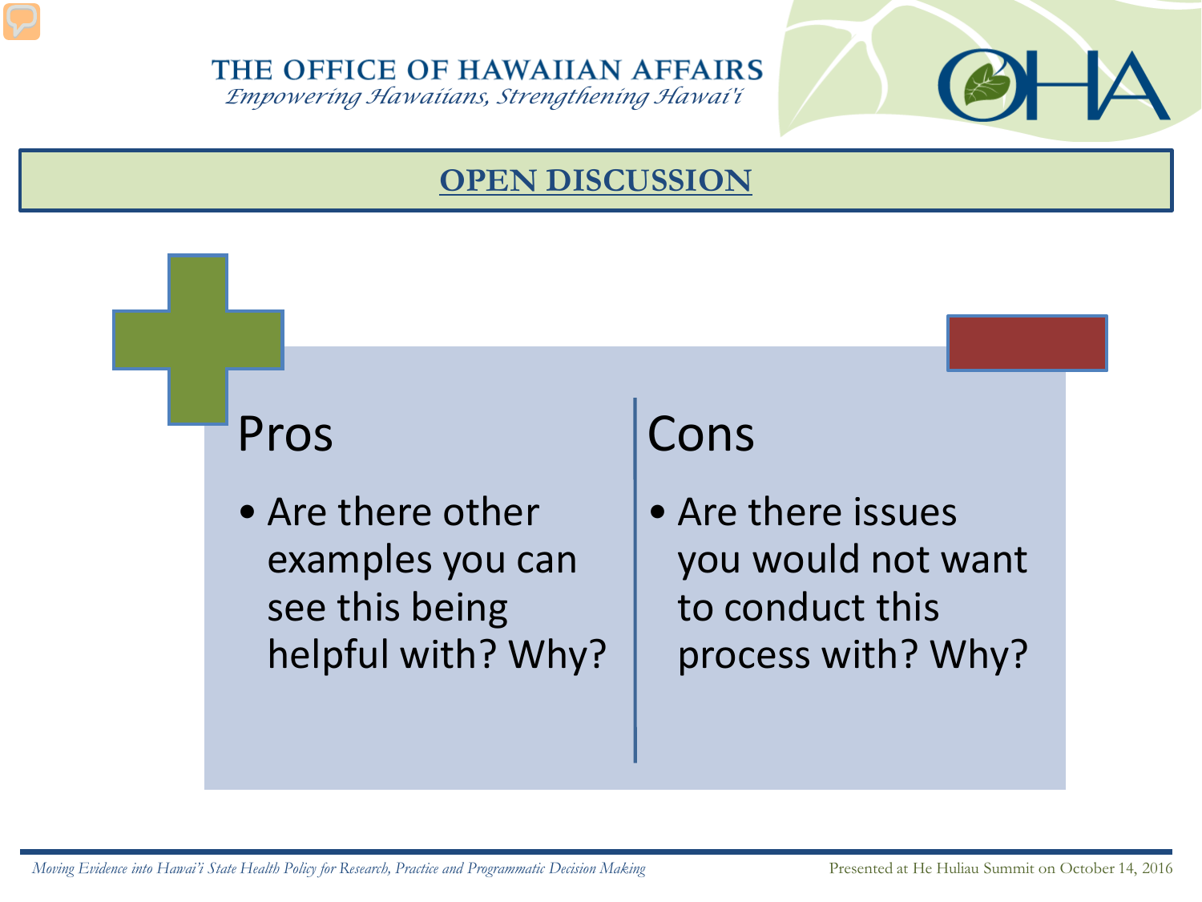## OPEN DISCUSSION

### Pros

- Are there other examples you can see this being helpful with? Why?

### Cons

- Are there issues you would not want to conduct this process with? Why?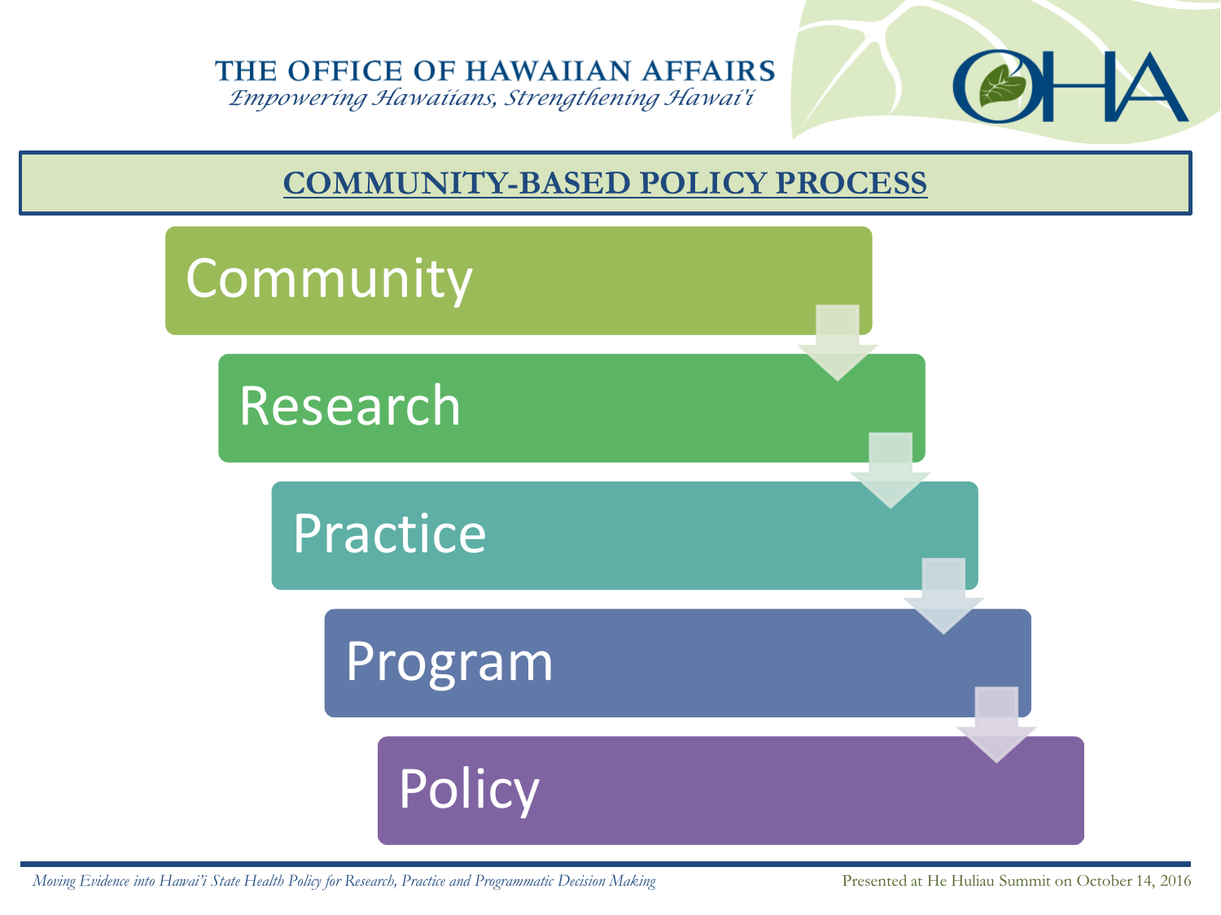## COMMUNITY-BASED POLICY PROCESS

- Community
- Research
- Practice
- Program
- Policy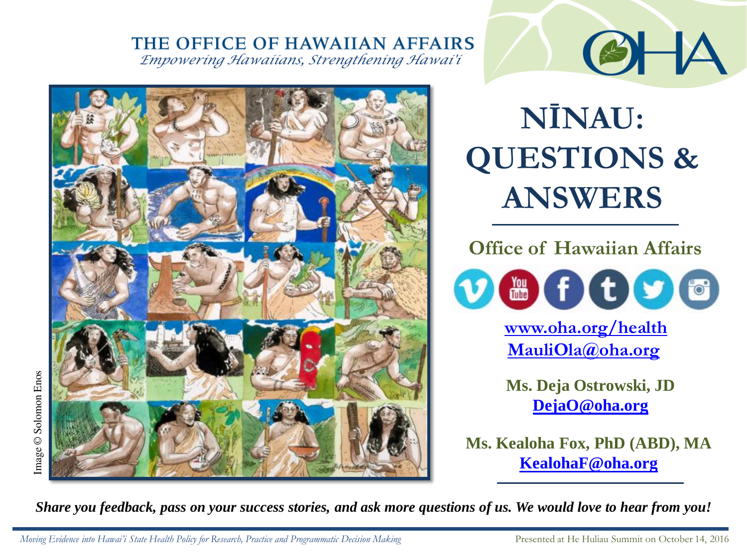THE OFFICE OF HAWAIIAN AFFAIRS

*Empowering Hawaiians, Strengthening Hawai'i*

Image © Solomon Enos

# NĪNAU: QUESTIONS & ANSWERS

**Office of Hawaiian Affairs**

www.oha.org/health

MauliOla@oha.org

**Ms. Deja Ostrowski, JD**

DejaO@oha.org

**Ms. Kealoha Fox, PhD (ABD), MA**

KealohaF@oha.org

***Share you feedback, pass on your success stories, and ask more questions of us. We would love to hear from you!***

*Moving Evidence into Hawai'i State Health Policy for Research, Practice and Programmatic Decision Making*

Presented at He Huliau Summit on October 14, 2016